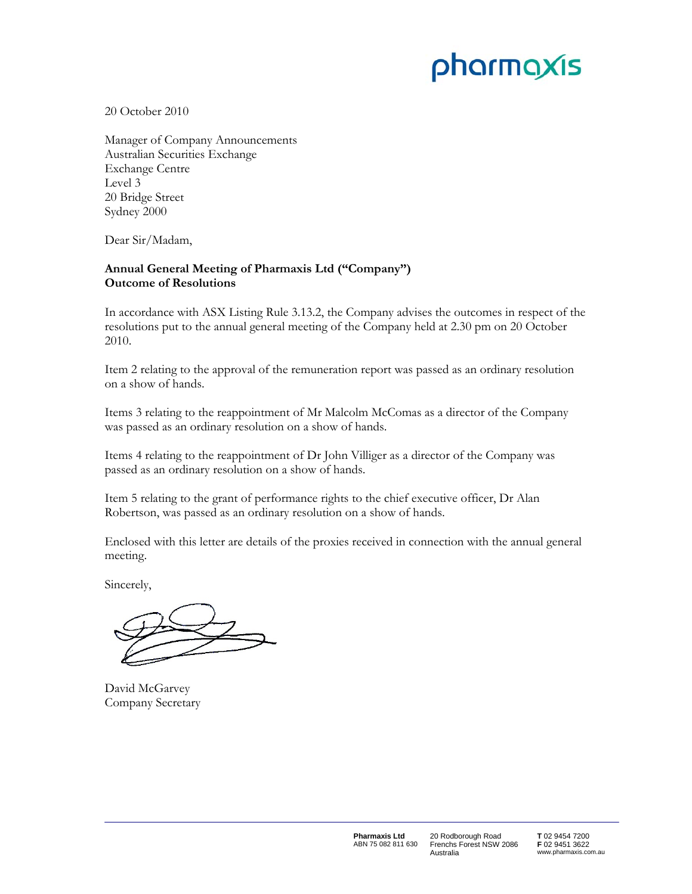pharmaxis

20 October 2010

Manager of Company Announcements
Australian Securities Exchange
Exchange Centre
Level 3
20 Bridge Street
Sydney 2000

Dear Sir/Madam,

**Annual General Meeting of Pharmaxis Ltd ("Company")**
**Outcome of Resolutions**

In accordance with ASX Listing Rule 3.13.2, the Company advises the outcomes in respect of the resolutions put to the annual general meeting of the Company held at 2.30 pm on 20 October 2010.

Item 2 relating to the approval of the remuneration report was passed as an ordinary resolution on a show of hands.

Items 3 relating to the reappointment of Mr Malcolm McComas as a director of the Company was passed as an ordinary resolution on a show of hands.

Items 4 relating to the reappointment of Dr John Villiger as a director of the Company was passed as an ordinary resolution on a show of hands.

Item 5 relating to the grant of performance rights to the chief executive officer, Dr Alan Robertson, was passed as an ordinary resolution on a show of hands.

Enclosed with this letter are details of the proxies received in connection with the annual general meeting.

Sincerely,

David McGarvey
Company Secretary

**Pharmaxis Ltd**
ABN 75 082 811 630

20 Rodborough Road
Frenchs Forest NSW 2086
Australia

**T** 02 9454 7200
**F** 02 9451 3622
www.pharmaxis.com.au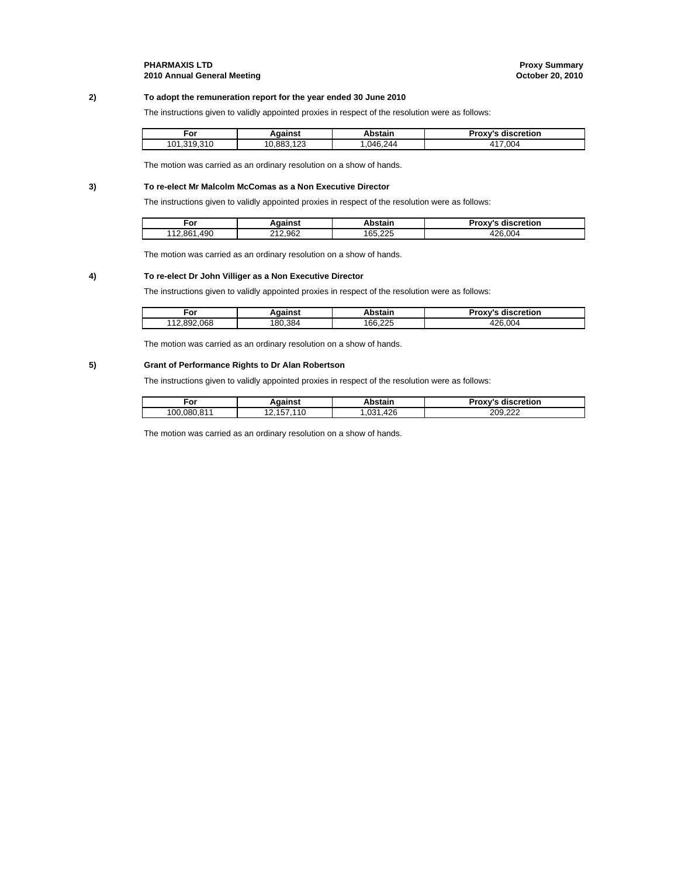**PHARMAXIS LTD** **Proxy Summary**
**2010 Annual General Meeting** **October 20, 2010**

**2) To adopt the remuneration report for the year ended 30 June 2010**

The instructions given to validly appointed proxies in respect of the resolution were as follows:

| For | Against | Abstain | Proxy's discretion |
|---|---|---|---|
| 101,319,310 | 10,883,123 | 1,046,244 | 417,004 |

The motion was carried as an ordinary resolution on a show of hands.

**3) To re-elect Mr Malcolm McComas as a Non Executive Director**

The instructions given to validly appointed proxies in respect of the resolution were as follows:

| For | Against | Abstain | Proxy's discretion |
|---|---|---|---|
| 112,861,490 | 212,962 | 165,225 | 426,004 |

The motion was carried as an ordinary resolution on a show of hands.

**4) To re-elect Dr John Villiger as a Non Executive Director**

The instructions given to validly appointed proxies in respect of the resolution were as follows:

| For | Against | Abstain | Proxy's discretion |
|---|---|---|---|
| 112,892,068 | 180,384 | 166,225 | 426,004 |

The motion was carried as an ordinary resolution on a show of hands.

**5) Grant of Performance Rights to Dr Alan Robertson**

The instructions given to validly appointed proxies in respect of the resolution were as follows:

| For | Against | Abstain | Proxy's discretion |
|---|---|---|---|
| 100,080,811 | 12,157,110 | 1,031,426 | 209,222 |

The motion was carried as an ordinary resolution on a show of hands.